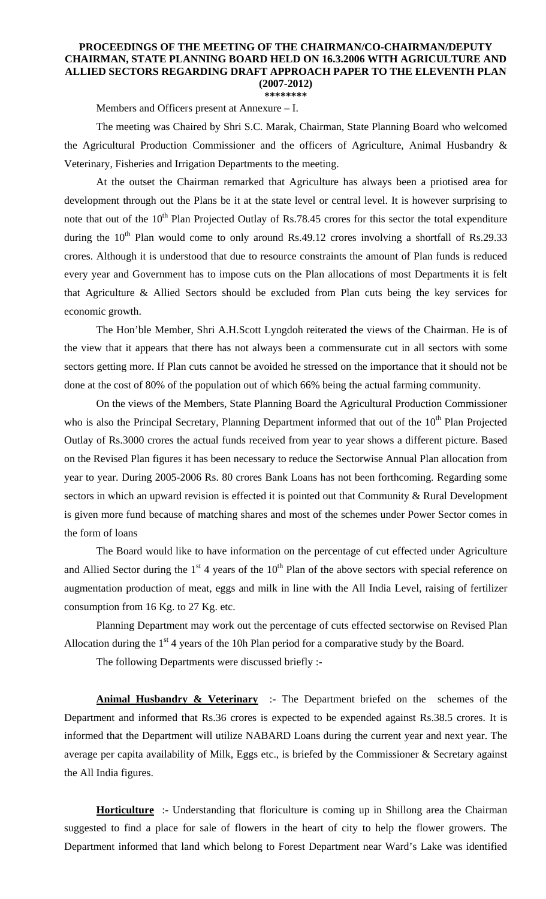# PROCEEDINGS OF THE MEETING OF THE CHAIRMAN/CO-CHAIRMAN/DEPUTY CHAIRMAN, STATE PLANNING BOARD HELD ON 16.3.2006 WITH AGRICULTURE AND ALLIED SECTORS REGARDING DRAFT APPROACH PAPER TO THE ELEVENTH PLAN (2007-2012)

\*\*\*\*\*\*\*\*

Members and Officers present at Annexure – I.

The meeting was Chaired by Shri S.C. Marak, Chairman, State Planning Board who welcomed the Agricultural Production Commissioner and the officers of Agriculture, Animal Husbandry & Veterinary, Fisheries and Irrigation Departments to the meeting.

At the outset the Chairman remarked that Agriculture has always been a priotised area for development through out the Plans be it at the state level or central level. It is however surprising to note that out of the 10th Plan Projected Outlay of Rs.78.45 crores for this sector the total expenditure during the 10th Plan would come to only around Rs.49.12 crores involving a shortfall of Rs.29.33 crores. Although it is understood that due to resource constraints the amount of Plan funds is reduced every year and Government has to impose cuts on the Plan allocations of most Departments it is felt that Agriculture & Allied Sectors should be excluded from Plan cuts being the key services for economic growth.

The Hon'ble Member, Shri A.H.Scott Lyngdoh reiterated the views of the Chairman. He is of the view that it appears that there has not always been a commensurate cut in all sectors with some sectors getting more. If Plan cuts cannot be avoided he stressed on the importance that it should not be done at the cost of 80% of the population out of which 66% being the actual farming community.

On the views of the Members, State Planning Board the Agricultural Production Commissioner who is also the Principal Secretary, Planning Department informed that out of the 10th Plan Projected Outlay of Rs.3000 crores the actual funds received from year to year shows a different picture. Based on the Revised Plan figures it has been necessary to reduce the Sectorwise Annual Plan allocation from year to year. During 2005-2006 Rs. 80 crores Bank Loans has not been forthcoming. Regarding some sectors in which an upward revision is effected it is pointed out that Community & Rural Development is given more fund because of matching shares and most of the schemes under Power Sector comes in the form of loans

The Board would like to have information on the percentage of cut effected under Agriculture and Allied Sector during the 1st 4 years of the 10th Plan of the above sectors with special reference on augmentation production of meat, eggs and milk in line with the All India Level, raising of fertilizer consumption from 16 Kg. to 27 Kg. etc.

Planning Department may work out the percentage of cuts effected sectorwise on Revised Plan Allocation during the 1st 4 years of the 10h Plan period for a comparative study by the Board.

The following Departments were discussed briefly :-

**Animal Husbandry & Veterinary** :- The Department briefed on the schemes of the Department and informed that Rs.36 crores is expected to be expended against Rs.38.5 crores. It is informed that the Department will utilize NABARD Loans during the current year and next year. The average per capita availability of Milk, Eggs etc., is briefed by the Commissioner & Secretary against the All India figures.

**Horticulture** :- Understanding that floriculture is coming up in Shillong area the Chairman suggested to find a place for sale of flowers in the heart of city to help the flower growers. The Department informed that land which belong to Forest Department near Ward's Lake was identified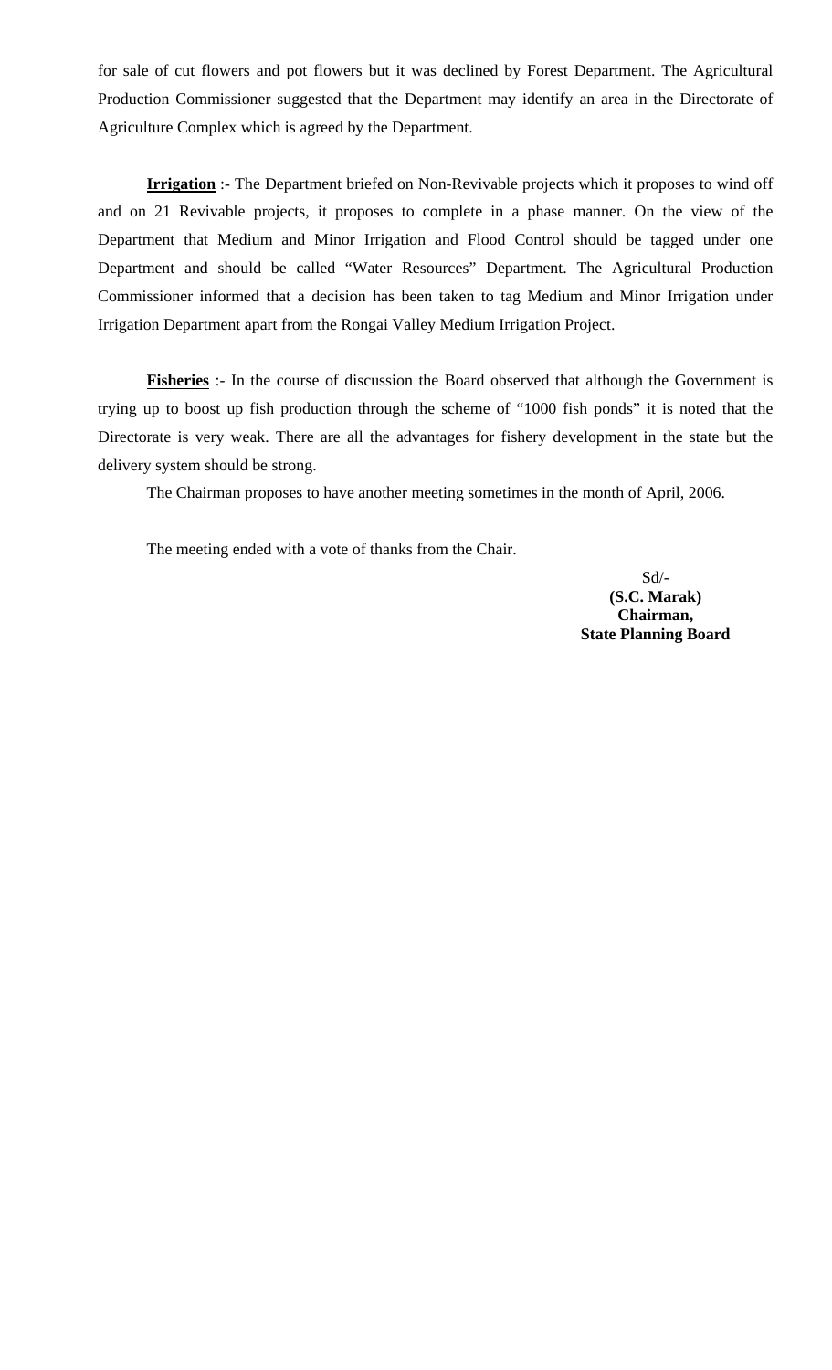for sale of cut flowers and pot flowers but it was declined by Forest Department. The Agricultural Production Commissioner suggested that the Department may identify an area in the Directorate of Agriculture Complex which is agreed by the Department.

**Irrigation** :- The Department briefed on Non-Revivable projects which it proposes to wind off and on 21 Revivable projects, it proposes to complete in a phase manner. On the view of the Department that Medium and Minor Irrigation and Flood Control should be tagged under one Department and should be called "Water Resources" Department. The Agricultural Production Commissioner informed that a decision has been taken to tag Medium and Minor Irrigation under Irrigation Department apart from the Rongai Valley Medium Irrigation Project.

**Fisheries** :- In the course of discussion the Board observed that although the Government is trying up to boost up fish production through the scheme of "1000 fish ponds" it is noted that the Directorate is very weak. There are all the advantages for fishery development in the state but the delivery system should be strong.

The Chairman proposes to have another meeting sometimes in the month of April, 2006.

The meeting ended with a vote of thanks from the Chair.

Sd/-
**(S.C. Marak)**
**Chairman,**
**State Planning Board**